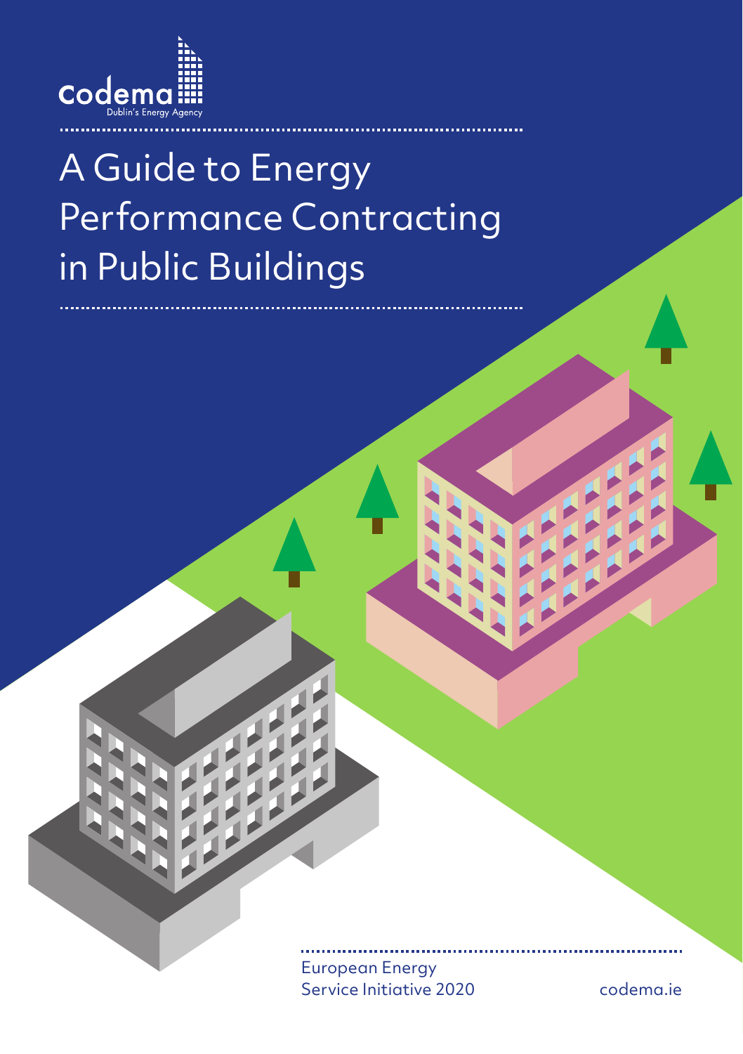codema

Dublin's Energy Agency

# A Guide to Energy Performance Contracting in Public Buildings

European Energy Service Initiative 2020

codema.ie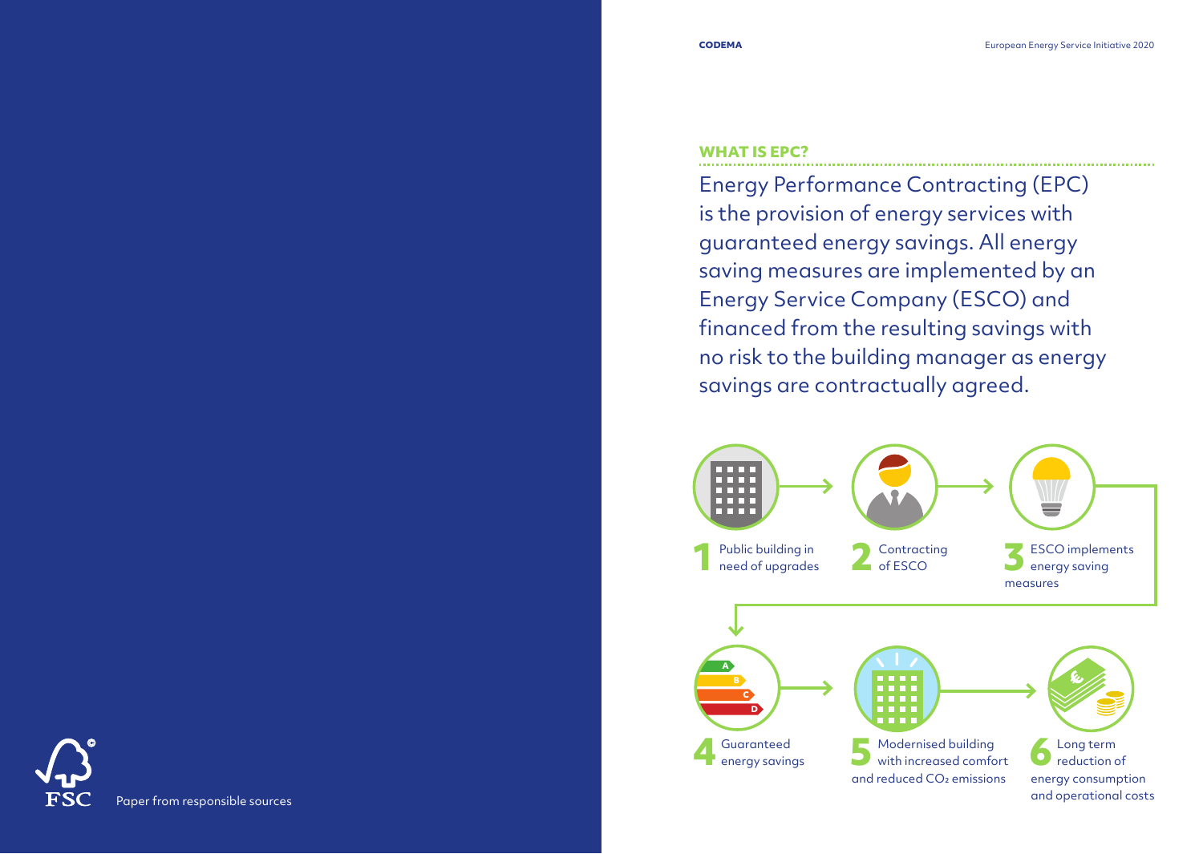## WHAT IS EPC?

Energy Performance Contracting (EPC) is the provision of energy services with guaranteed energy savings. All energy saving measures are implemented by an Energy Service Company (ESCO) and financed from the resulting savings with no risk to the building manager as energy savings are contractually agreed.

1. Public building in need of upgrades
2. Contracting of ESCO
3. ESCO implements energy saving measures
4. Guaranteed energy savings
5. Modernised building with increased comfort and reduced $CO_2$ emissions
6. Long term reduction of energy consumption and operational costs

Paper from responsible sources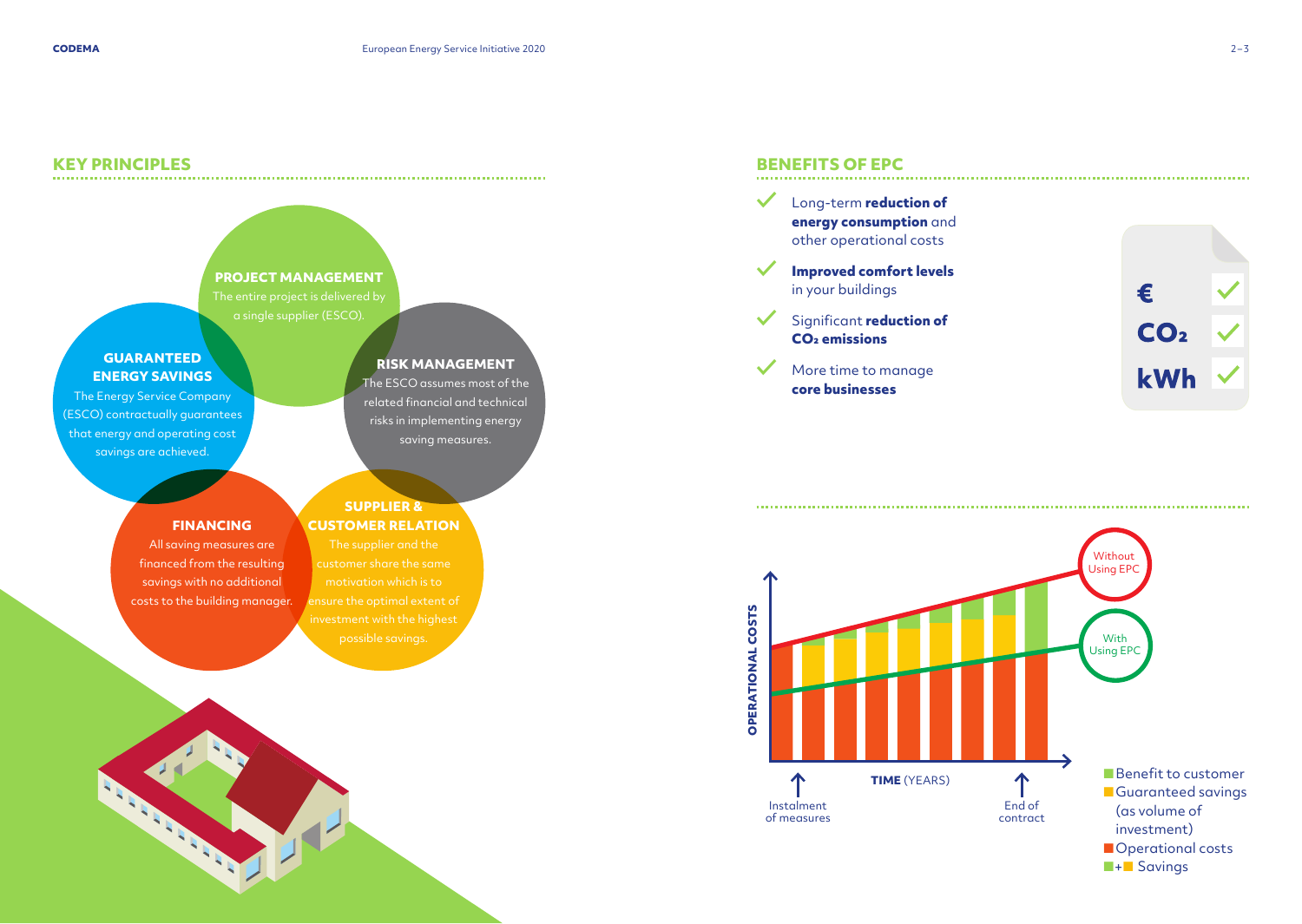## KEY PRINCIPLES

**PROJECT MANAGEMENT**
The entire project is delivered by a single supplier (ESCO).

**GUARANTEED ENERGY SAVINGS**
The Energy Service Company (ESCO) contractually guarantees that energy and operating cost savings are achieved.

**RISK MANAGEMENT**
The ESCO assumes most of the related financial and technical risks in implementing energy saving measures.

**FINANCING**
All saving measures are financed from the resulting savings with no additional costs to the building manager.

**SUPPLIER & CUSTOMER RELATION**
The supplier and the customer share the same motivation which is to ensure the optimal extent of investment with the highest possible savings.

## BENEFITS OF EPC

- Long-term **reduction of energy consumption** and other operational costs
- **Improved comfort levels** in your buildings
- Significant **reduction of $CO_2$ emissions**
- More time to manage **core businesses**

€ ✓
$CO_2$ ✓
kWh ✓

OPERATIONAL COSTS

TIME (YEARS)

Instalment of measures

End of contract

Without Using EPC

With Using EPC

- Benefit to customer
- Guaranteed savings (as volume of investment)
- Operational costs
- + Savings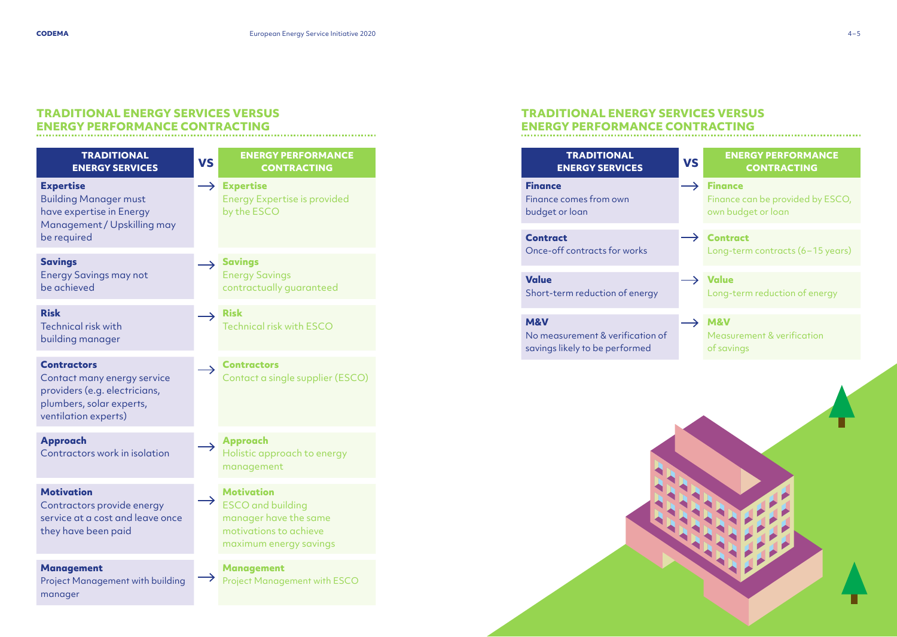## TRADITIONAL ENERGY SERVICES VERSUS ENERGY PERFORMANCE CONTRACTING

| TRADITIONAL ENERGY SERVICES | VS | ENERGY PERFORMANCE CONTRACTING |
|---|---|---|
| **Expertise**<br>Building Manager must have expertise in Energy Management / Upskilling may be required | → | **Expertise**<br>Energy Expertise is provided by the ESCO |
| **Savings**<br>Energy Savings may not be achieved | → | **Savings**<br>Energy Savings contractually guaranteed |
| **Risk**<br>Technical risk with building manager | → | **Risk**<br>Technical risk with ESCO |
| **Contractors**<br>Contact many energy service providers (e.g. electricians, plumbers, solar experts, ventilation experts) | → | **Contractors**<br>Contact a single supplier (ESCO) |
| **Approach**<br>Contractors work in isolation | → | **Approach**<br>Holistic approach to energy management |
| **Motivation**<br>Contractors provide energy service at a cost and leave once they have been paid | → | **Motivation**<br>ESCO and building manager have the same motivations to achieve maximum energy savings |
| **Management**<br>Project Management with building manager | → | **Management**<br>Project Management with ESCO |

## TRADITIONAL ENERGY SERVICES VERSUS ENERGY PERFORMANCE CONTRACTING

| TRADITIONAL ENERGY SERVICES | VS | ENERGY PERFORMANCE CONTRACTING |
|---|---|---|
| **Finance**<br>Finance comes from own budget or loan | → | **Finance**<br>Finance can be provided by ESCO, own budget or loan |
| **Contract**<br>Once-off contracts for works | → | **Contract**<br>Long-term contracts (6–15 years) |
| **Value**<br>Short-term reduction of energy | → | **Value**<br>Long-term reduction of energy |
| **M&V**<br>No measurement & verification of savings likely to be performed | → | **M&V**<br>Measurement & verification of savings |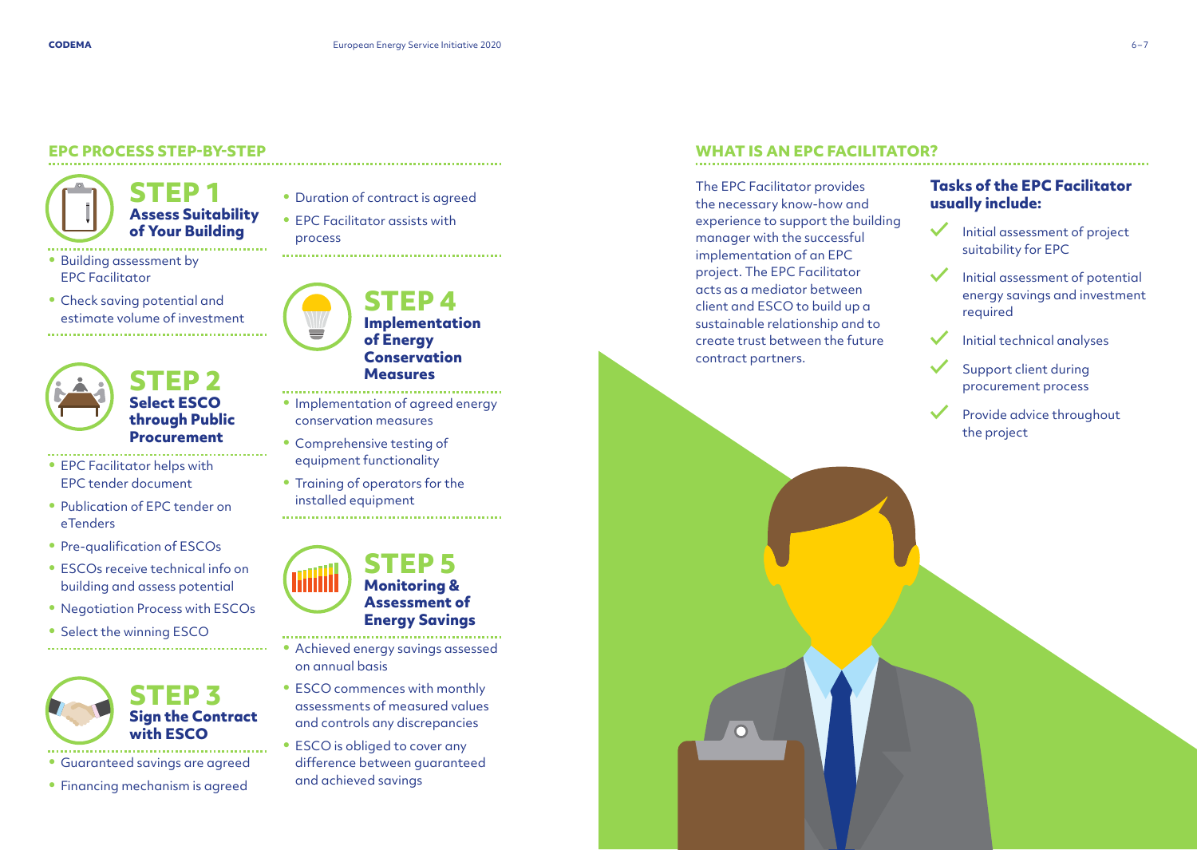## EPC PROCESS STEP-BY-STEP

### STEP 1
**Assess Suitability of Your Building**

- Building assessment by EPC Facilitator
- Check saving potential and estimate volume of investment

### STEP 2
**Select ESCO through Public Procurement**

- EPC Facilitator helps with EPC tender document
- Publication of EPC tender on eTenders
- Pre-qualification of ESCOs
- ESCOs receive technical info on building and assess potential
- Negotiation Process with ESCOs
- Select the winning ESCO

### STEP 3
**Sign the Contract with ESCO**

- Guaranteed savings are agreed
- Financing mechanism is agreed
- Duration of contract is agreed
- EPC Facilitator assists with process

### STEP 4
**Implementation of Energy Conservation Measures**

- Implementation of agreed energy conservation measures
- Comprehensive testing of equipment functionality
- Training of operators for the installed equipment

### STEP 5
**Monitoring & Assessment of Energy Savings**

- Achieved energy savings assessed on annual basis
- ESCO commences with monthly assessments of measured values and controls any discrepancies
- ESCO is obliged to cover any difference between guaranteed and achieved savings

## WHAT IS AN EPC FACILITATOR?

The EPC Facilitator provides the necessary know-how and experience to support the building manager with the successful implementation of an EPC project. The EPC Facilitator acts as a mediator between client and ESCO to build up a sustainable relationship and to create trust between the future contract partners.

### Tasks of the EPC Facilitator usually include:

- Initial assessment of project suitability for EPC
- Initial assessment of potential energy savings and investment required
- Initial technical analyses
- Support client during procurement process
- Provide advice throughout the project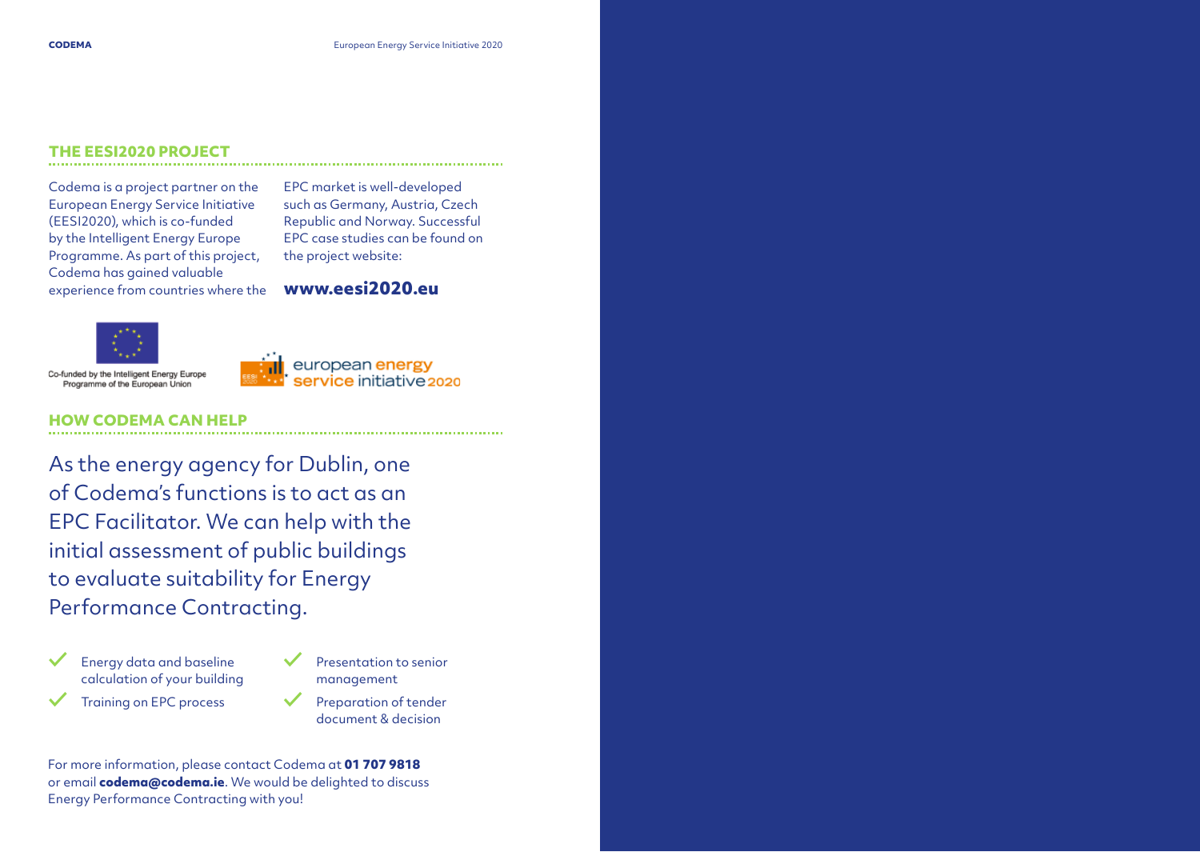## THE EESI2020 PROJECT

Codema is a project partner on the European Energy Service Initiative (EESI2020), which is co-funded by the Intelligent Energy Europe Programme. As part of this project, Codema has gained valuable experience from countries where the EPC market is well-developed such as Germany, Austria, Czech Republic and Norway. Successful EPC case studies can be found on the project website:

**www.eesi2020.eu**

Co-funded by the Intelligent Energy Europe Programme of the European Union

european energy service initiative 2020

## HOW CODEMA CAN HELP

As the energy agency for Dublin, one of Codema's functions is to act as an EPC Facilitator. We can help with the initial assessment of public buildings to evaluate suitability for Energy Performance Contracting.

- ✓ Energy data and baseline calculation of your building
- ✓ Training on EPC process
- ✓ Presentation to senior management
- ✓ Preparation of tender document & decision

For more information, please contact Codema at **01 707 9818** or email **codema@codema.ie**. We would be delighted to discuss Energy Performance Contracting with you!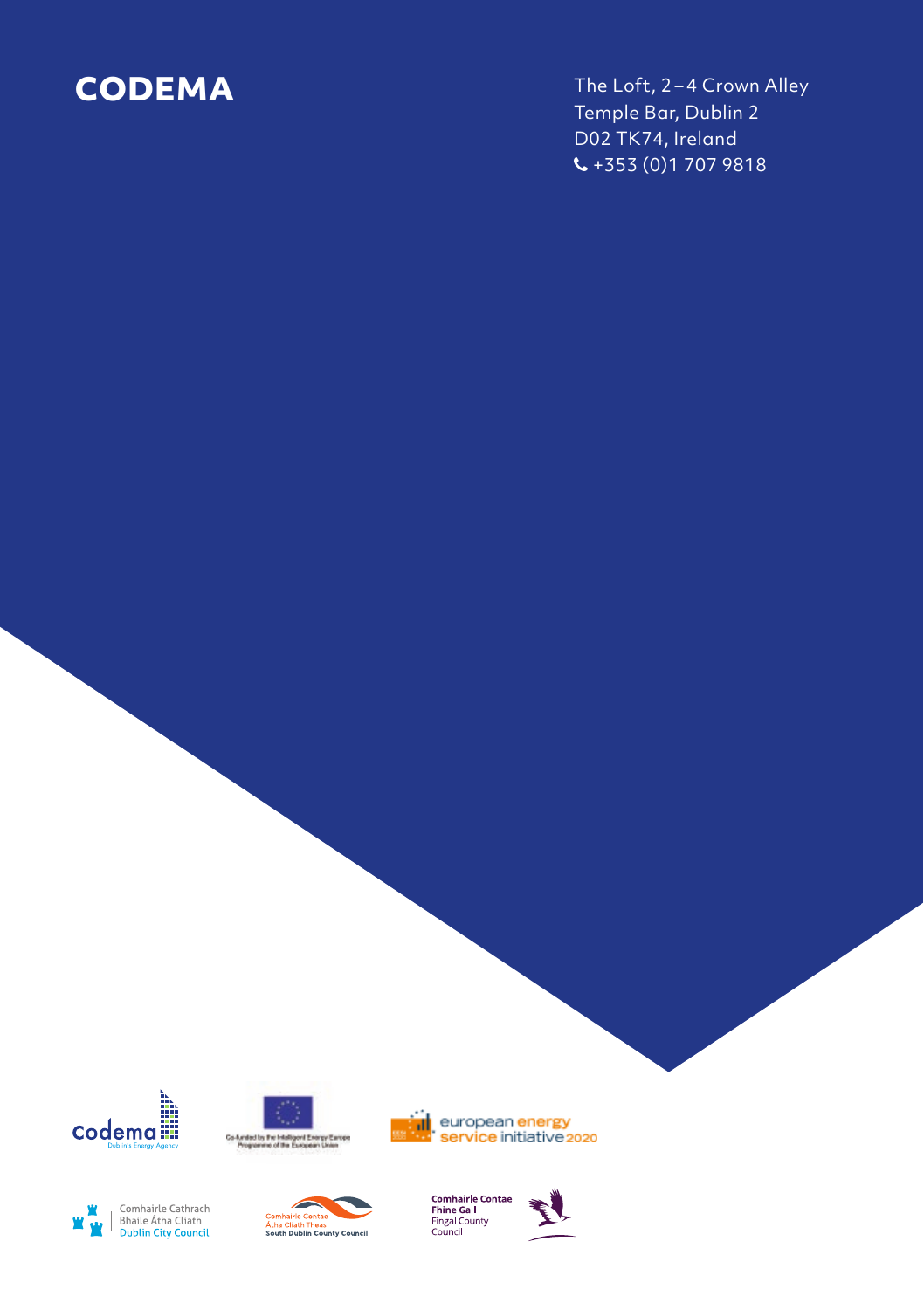# CODEMA

The Loft, 2–4 Crown Alley
Temple Bar, Dublin 2
D02 TK74, Ireland
+353 (0)1 707 9818

codema Dublin's Energy Agency

Co-funded by the Intelligent Energy Europe Programme of the European Union

european energy service initiative 2020

Comhairle Cathrach Bhaile Átha Cliath Dublin City Council

Comhairle Contae Átha Cliath Theas South Dublin County Council

Comhairle Contae Fhine Gall Fingal County Council